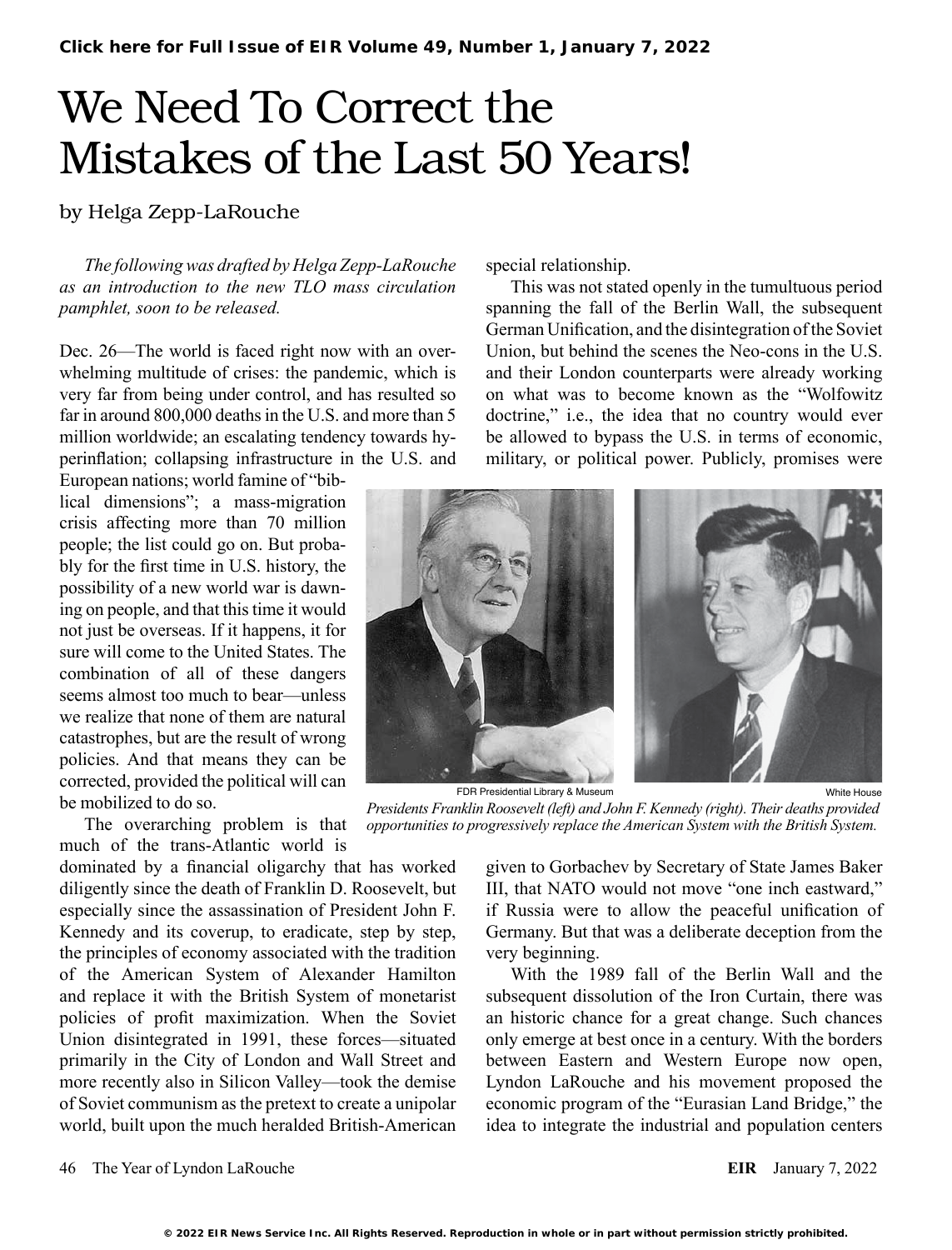# We Need To Correct the Mistakes of the Last 50 Years!

by Helga Zepp-LaRouche

*The following was drafted by Helga Zepp-LaRouche as an introduction to the new TLO mass circulation pamphlet, soon to be released.*

Dec. 26—The world is faced right now with an overwhelming multitude of crises: the pandemic, which is very far from being under control, and has resulted so far in around 800,000 deaths in the U.S. and more than 5 million worldwide; an escalating tendency towards hyperinflation; collapsing infrastructure in the U.S. and European nations; world famine of "biblical dimensions"; a mass-migration crisis affecting more than 70 million people; the list could go on. But probably for the first time in U.S. history, the possibility of a new world war is dawning on people, and that this time it would not just be overseas. If it happens, it for sure will come to the United States. The combination of all of these dangers seems almost too much to bear—unless we realize that none of them are natural catastrophes, but are the result of wrong policies. And that means they can be corrected, provided the political will can be mobilized to do so.

The overarching problem is that much of the trans-Atlantic world is dominated by a financial oligarchy that has worked diligently since the death of Franklin D. Roosevelt, but especially since the assassination of President John F. Kennedy and its coverup, to eradicate, step by step, the principles of economy associated with the tradition of the American System of Alexander Hamilton and replace it with the British System of monetarist policies of profit maximization. When the Soviet Union disintegrated in 1991, these forces—situated primarily in the City of London and Wall Street and more recently also in Silicon Valley—took the demise of Soviet communism as the pretext to create a unipolar world, built upon the much heralded British-American special relationship.

This was not stated openly in the tumultuous period spanning the fall of the Berlin Wall, the subsequent German Unification, and the disintegration of the Soviet Union, but behind the scenes the Neo-cons in the U.S. and their London counterparts were already working on what was to become known as the "Wolfowitz doctrine," i.e., the idea that no country would ever be allowed to bypass the U.S. in terms of economic, military, or political power. Publicly, promises were given to Gorbachev by Secretary of State James Baker III, that NATO would not move "one inch eastward," if Russia were to allow the peaceful unification of Germany. But that was a deliberate deception from the very beginning.

FDR Presidential Library & Museum — White House

*Presidents Franklin Roosevelt (left) and John F. Kennedy (right). Their deaths provided opportunities to progressively replace the American System with the British System.*

With the 1989 fall of the Berlin Wall and the subsequent dissolution of the Iron Curtain, there was an historic chance for a great change. Such chances only emerge at best once in a century. With the borders between Eastern and Western Europe now open, Lyndon LaRouche and his movement proposed the economic program of the "Eurasian Land Bridge," the idea to integrate the industrial and population centers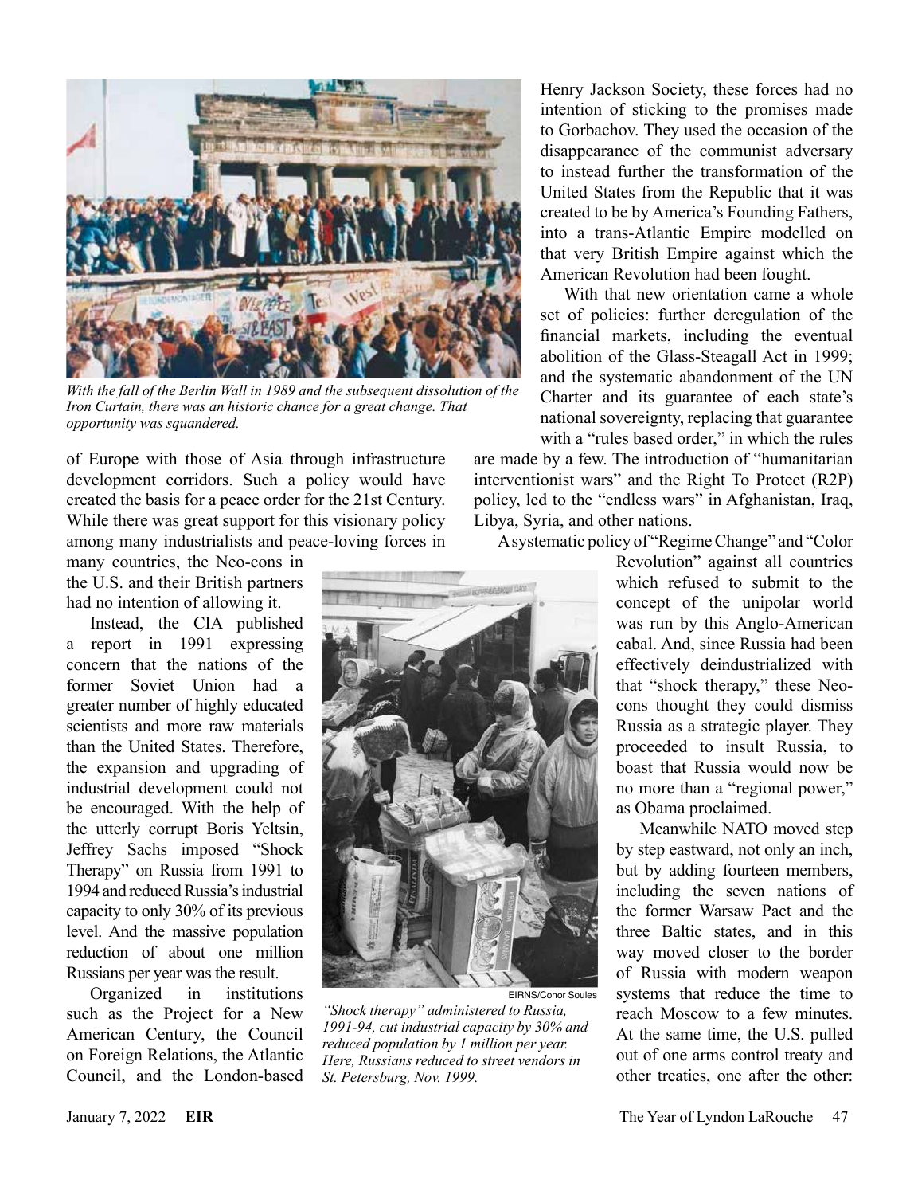*With the fall of the Berlin Wall in 1989 and the subsequent dissolution of the Iron Curtain, there was an historic chance for a great change. That opportunity was squandered.*

of Europe with those of Asia through infrastructure development corridors. Such a policy would have created the basis for a peace order for the 21st Century. While there was great support for this visionary policy among many industrialists and peace-loving forces in many countries, the Neo-cons in the U.S. and their British partners had no intention of allowing it.

Instead, the CIA published a report in 1991 expressing concern that the nations of the former Soviet Union had a greater number of highly educated scientists and more raw materials than the United States. Therefore, the expansion and upgrading of industrial development could not be encouraged. With the help of the utterly corrupt Boris Yeltsin, Jeffrey Sachs imposed "Shock Therapy" on Russia from 1991 to 1994 and reduced Russia's industrial capacity to only 30% of its previous level. And the massive population reduction of about one million Russians per year was the result.

Organized in institutions such as the Project for a New American Century, the Council on Foreign Relations, the Atlantic Council, and the London-based Henry Jackson Society, these forces had no intention of sticking to the promises made to Gorbachov. They used the occasion of the disappearance of the communist adversary to instead further the transformation of the United States from the Republic that it was created to be by America's Founding Fathers, into a trans-Atlantic Empire modelled on that very British Empire against which the American Revolution had been fought.

EIRNS/Conor Soules

*"Shock therapy" administered to Russia, 1991-94, cut industrial capacity by 30% and reduced population by 1 million per year. Here, Russians reduced to street vendors in St. Petersburg, Nov. 1999.*

With that new orientation came a whole set of policies: further deregulation of the financial markets, including the eventual abolition of the Glass-Steagall Act in 1999; and the systematic abandonment of the UN Charter and its guarantee of each state's national sovereignty, replacing that guarantee with a "rules based order," in which the rules are made by a few. The introduction of "humanitarian interventionist wars" and the Right To Protect (R2P) policy, led to the "endless wars" in Afghanistan, Iraq, Libya, Syria, and other nations.

A systematic policy of "Regime Change" and "Color Revolution" against all countries which refused to submit to the concept of the unipolar world was run by this Anglo-American cabal. And, since Russia had been effectively deindustrialized with that "shock therapy," these Neo-cons thought they could dismiss Russia as a strategic player. They proceeded to insult Russia, to boast that Russia would now be no more than a "regional power," as Obama proclaimed.

Meanwhile NATO moved step by step eastward, not only an inch, but by adding fourteen members, including the seven nations of the former Warsaw Pact and the three Baltic states, and in this way moved closer to the border of Russia with modern weapon systems that reduce the time to reach Moscow to a few minutes. At the same time, the U.S. pulled out of one arms control treaty and other treaties, one after the other: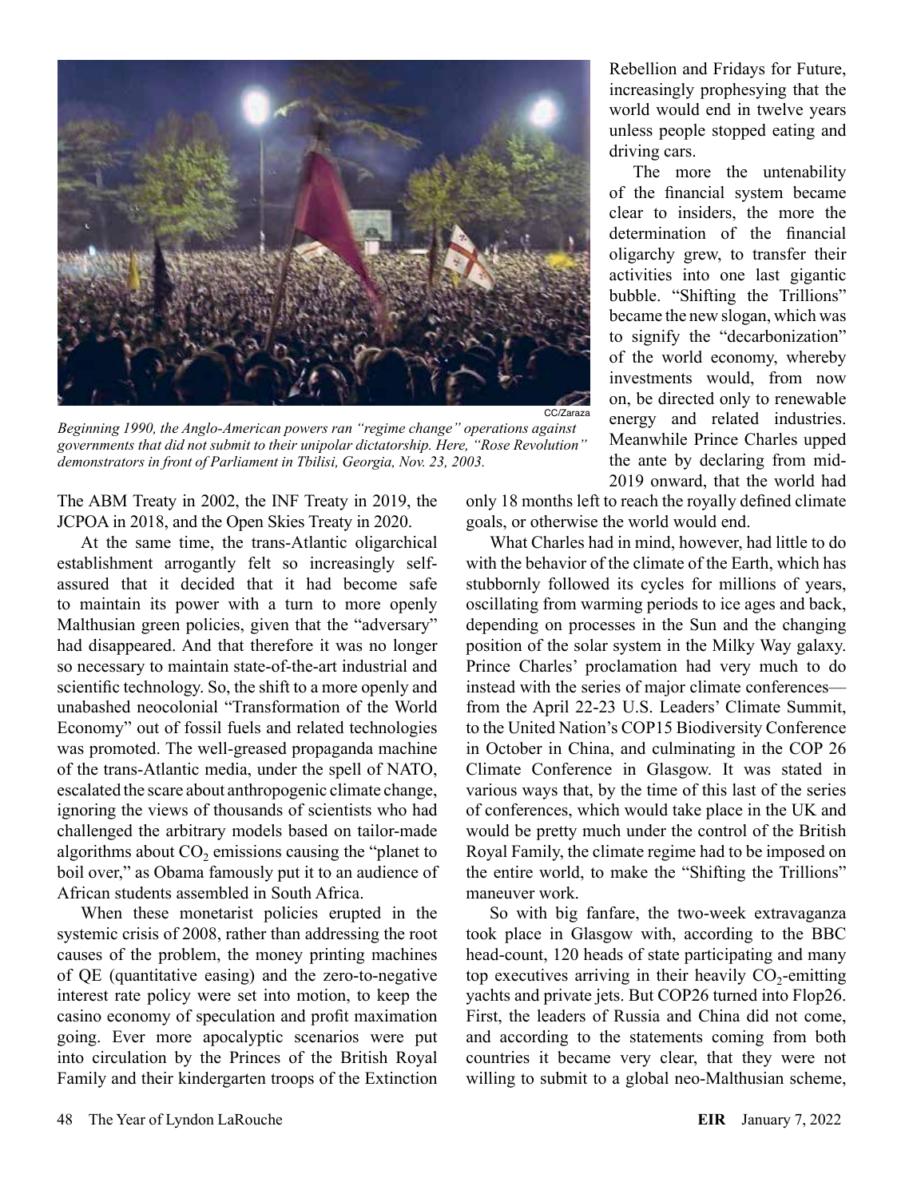*Beginning 1990, the Anglo-American powers ran "regime change" operations against governments that did not submit to their unipolar dictatorship. Here, "Rose Revolution" demonstrators in front of Parliament in Tbilisi, Georgia, Nov. 23, 2003.*

The ABM Treaty in 2002, the INF Treaty in 2019, the JCPOA in 2018, and the Open Skies Treaty in 2020.

At the same time, the trans-Atlantic oligarchical establishment arrogantly felt so increasingly self-assured that it decided that it had become safe to maintain its power with a turn to more openly Malthusian green policies, given that the "adversary" had disappeared. And that therefore it was no longer so necessary to maintain state-of-the-art industrial and scientific technology. So, the shift to a more openly and unabashed neocolonial "Transformation of the World Economy" out of fossil fuels and related technologies was promoted. The well-greased propaganda machine of the trans-Atlantic media, under the spell of NATO, escalated the scare about anthropogenic climate change, ignoring the views of thousands of scientists who had challenged the arbitrary models based on tailor-made algorithms about $CO_2$ emissions causing the "planet to boil over," as Obama famously put it to an audience of African students assembled in South Africa.

When these monetarist policies erupted in the systemic crisis of 2008, rather than addressing the root causes of the problem, the money printing machines of QE (quantitative easing) and the zero-to-negative interest rate policy were set into motion, to keep the casino economy of speculation and profit maximation going. Ever more apocalyptic scenarios were put into circulation by the Princes of the British Royal Family and their kindergarten troops of the Extinction Rebellion and Fridays for Future, increasingly prophesying that the world would end in twelve years unless people stopped eating and driving cars.

The more the untenability of the financial system became clear to insiders, the more the determination of the financial oligarchy grew, to transfer their activities into one last gigantic bubble. "Shifting the Trillions" became the new slogan, which was to signify the "decarbonization" of the world economy, whereby investments would, from now on, be directed only to renewable energy and related industries. Meanwhile Prince Charles upped the ante by declaring from mid-2019 onward, that the world had only 18 months left to reach the royally defined climate goals, or otherwise the world would end.

What Charles had in mind, however, had little to do with the behavior of the climate of the Earth, which has stubbornly followed its cycles for millions of years, oscillating from warming periods to ice ages and back, depending on processes in the Sun and the changing position of the solar system in the Milky Way galaxy. Prince Charles' proclamation had very much to do instead with the series of major climate conferences—from the April 22-23 U.S. Leaders' Climate Summit, to the United Nation's COP15 Biodiversity Conference in October in China, and culminating in the COP 26 Climate Conference in Glasgow. It was stated in various ways that, by the time of this last of the series of conferences, which would take place in the UK and would be pretty much under the control of the British Royal Family, the climate regime had to be imposed on the entire world, to make the "Shifting the Trillions" maneuver work.

So with big fanfare, the two-week extravaganza took place in Glasgow with, according to the BBC head-count, 120 heads of state participating and many top executives arriving in their heavily $CO_2$-emitting yachts and private jets. But COP26 turned into Flop26. First, the leaders of Russia and China did not come, and according to the statements coming from both countries it became very clear, that they were not willing to submit to a global neo-Malthusian scheme,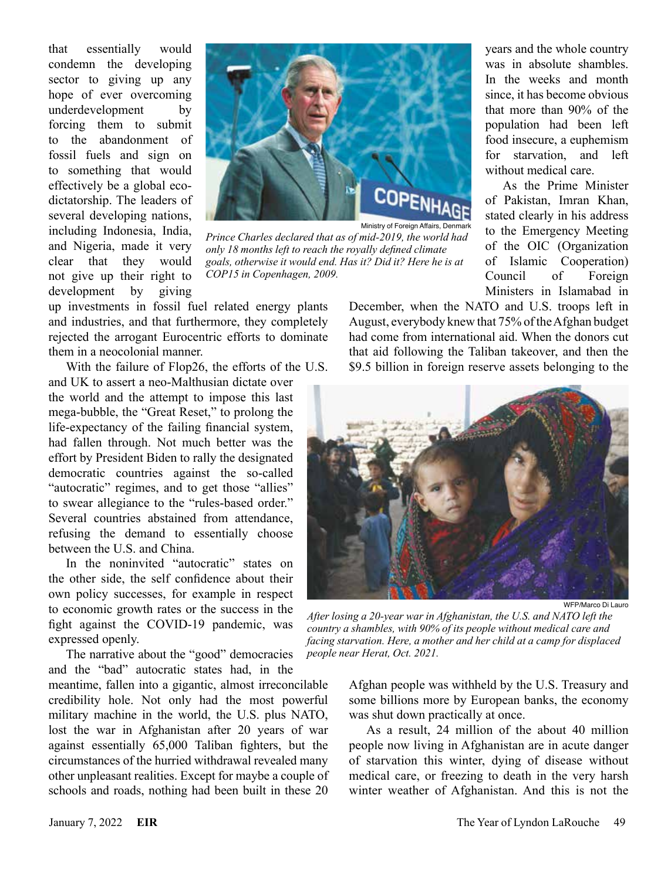that essentially would condemn the developing sector to giving up any hope of ever overcoming underdevelopment by forcing them to submit to the abandonment of fossil fuels and sign on to something that would effectively be a global eco-dictatorship. The leaders of several developing nations, including Indonesia, India, and Nigeria, made it very clear that they would not give up their right to development by giving up investments in fossil fuel related energy plants and industries, and that furthermore, they completely rejected the arrogant Eurocentric efforts to dominate them in a neocolonial manner.

Ministry of Foreign Affairs, Denmark

*Prince Charles declared that as of mid-2019, the world had only 18 months left to reach the royally defined climate goals, otherwise it would end. Has it? Did it? Here he is at COP15 in Copenhagen, 2009.*

With the failure of Flop26, the efforts of the U.S. and UK to assert a neo-Malthusian dictate over the world and the attempt to impose this last mega-bubble, the "Great Reset," to prolong the life-expectancy of the failing financial system, had fallen through. Not much better was the effort by President Biden to rally the designated democratic countries against the so-called "autocratic" regimes, and to get those "allies" to swear allegiance to the "rules-based order." Several countries abstained from attendance, refusing the demand to essentially choose between the U.S. and China.

In the noninvited "autocratic" states on the other side, the self confidence about their own policy successes, for example in respect to economic growth rates or the success in the fight against the COVID-19 pandemic, was expressed openly.

The narrative about the "good" democracies and the "bad" autocratic states had, in the meantime, fallen into a gigantic, almost irreconcilable credibility hole. Not only had the most powerful military machine in the world, the U.S. plus NATO, lost the war in Afghanistan after 20 years of war against essentially 65,000 Taliban fighters, but the circumstances of the hurried withdrawal revealed many other unpleasant realities. Except for maybe a couple of schools and roads, nothing had been built in these 20 years and the whole country was in absolute shambles. In the weeks and month since, it has become obvious that more than 90% of the population had been left food insecure, a euphemism for starvation, and left without medical care.

As the Prime Minister of Pakistan, Imran Khan, stated clearly in his address to the Emergency Meeting of the OIC (Organization of Islamic Cooperation) Council of Foreign Ministers in Islamabad in December, when the NATO and U.S. troops left in August, everybody knew that 75% of the Afghan budget had come from international aid. When the donors cut that aid following the Taliban takeover, and then the $9.5 billion in foreign reserve assets belonging to the Afghan people was withheld by the U.S. Treasury and some billions more by European banks, the economy was shut down practically at once.

WFP/Marco Di Lauro

*After losing a 20-year war in Afghanistan, the U.S. and NATO left the country a shambles, with 90% of its people without medical care and facing starvation. Here, a mother and her child at a camp for displaced people near Herat, Oct. 2021.*

As a result, 24 million of the about 40 million people now living in Afghanistan are in acute danger of starvation this winter, dying of disease without medical care, or freezing to death in the very harsh winter weather of Afghanistan. And this is not the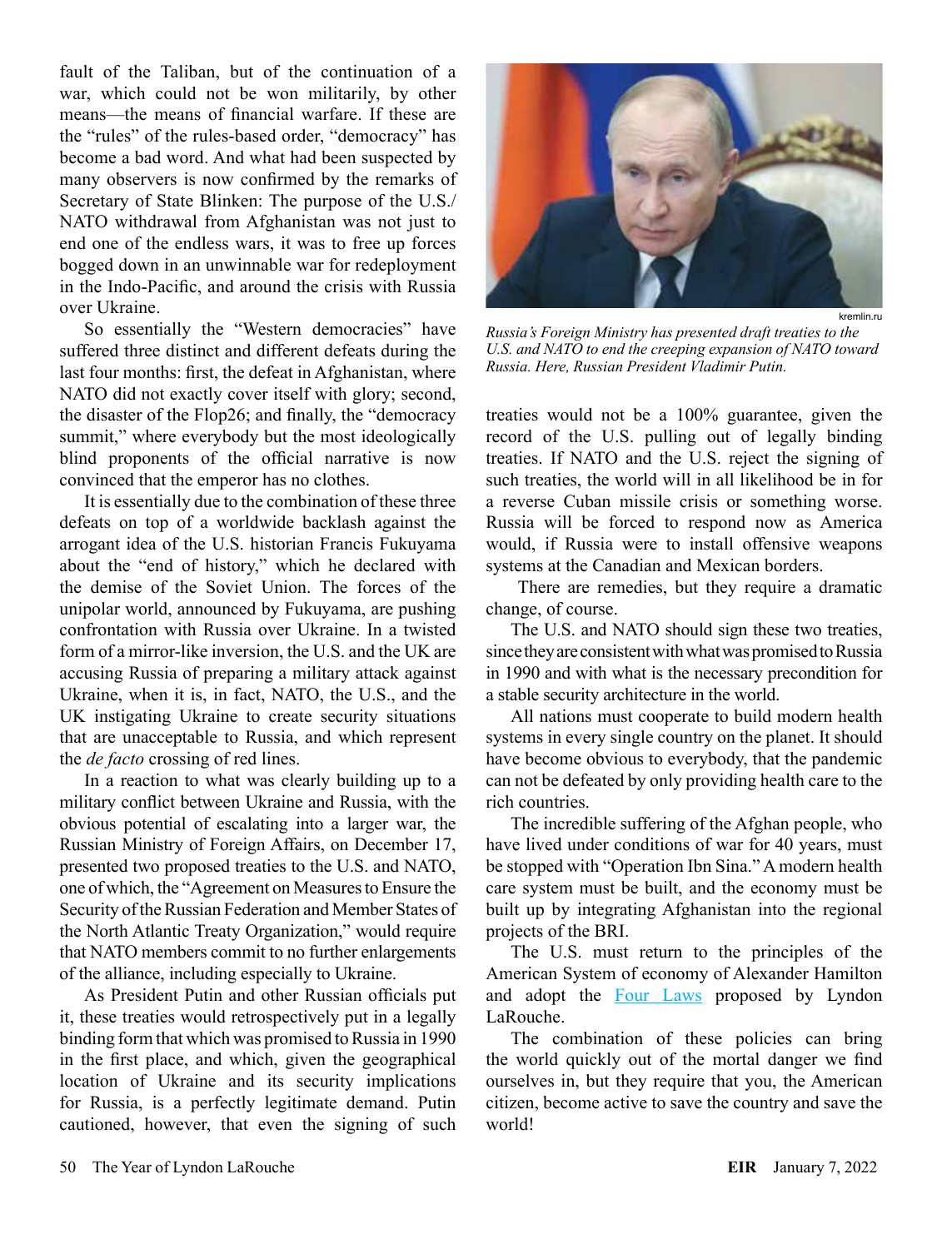fault of the Taliban, but of the continuation of a war, which could not be won militarily, by other means—the means of financial warfare. If these are the "rules" of the rules-based order, "democracy" has become a bad word. And what had been suspected by many observers is now confirmed by the remarks of Secretary of State Blinken: The purpose of the U.S./NATO withdrawal from Afghanistan was not just to end one of the endless wars, it was to free up forces bogged down in an unwinnable war for redeployment in the Indo-Pacific, and around the crisis with Russia over Ukraine.

So essentially the "Western democracies" have suffered three distinct and different defeats during the last four months: first, the defeat in Afghanistan, where NATO did not exactly cover itself with glory; second, the disaster of the Flop26; and finally, the "democracy summit," where everybody but the most ideologically blind proponents of the official narrative is now convinced that the emperor has no clothes.

It is essentially due to the combination of these three defeats on top of a worldwide backlash against the arrogant idea of the U.S. historian Francis Fukuyama about the "end of history," which he declared with the demise of the Soviet Union. The forces of the unipolar world, announced by Fukuyama, are pushing confrontation with Russia over Ukraine. In a twisted form of a mirror-like inversion, the U.S. and the UK are accusing Russia of preparing a military attack against Ukraine, when it is, in fact, NATO, the U.S., and the UK instigating Ukraine to create security situations that are unacceptable to Russia, and which represent the *de facto* crossing of red lines.

In a reaction to what was clearly building up to a military conflict between Ukraine and Russia, with the obvious potential of escalating into a larger war, the Russian Ministry of Foreign Affairs, on December 17, presented two proposed treaties to the U.S. and NATO, one of which, the "Agreement on Measures to Ensure the Security of the Russian Federation and Member States of the North Atlantic Treaty Organization," would require that NATO members commit to no further enlargements of the alliance, including especially to Ukraine.

As President Putin and other Russian officials put it, these treaties would retrospectively put in a legally binding form that which was promised to Russia in 1990 in the first place, and which, given the geographical location of Ukraine and its security implications for Russia, is a perfectly legitimate demand. Putin cautioned, however, that even the signing of such treaties would not be a 100% guarantee, given the record of the U.S. pulling out of legally binding treaties. If NATO and the U.S. reject the signing of such treaties, the world will in all likelihood be in for a reverse Cuban missile crisis or something worse. Russia will be forced to respond now as America would, if Russia were to install offensive weapons systems at the Canadian and Mexican borders.

kremlin.ru

*Russia's Foreign Ministry has presented draft treaties to the U.S. and NATO to end the creeping expansion of NATO toward Russia. Here, Russian President Vladimir Putin.*

There are remedies, but they require a dramatic change, of course.

The U.S. and NATO should sign these two treaties, since they are consistent with what was promised to Russia in 1990 and with what is the necessary precondition for a stable security architecture in the world.

All nations must cooperate to build modern health systems in every single country on the planet. It should have become obvious to everybody, that the pandemic can not be defeated by only providing health care to the rich countries.

The incredible suffering of the Afghan people, who have lived under conditions of war for 40 years, must be stopped with "Operation Ibn Sina." A modern health care system must be built, and the economy must be built up by integrating Afghanistan into the regional projects of the BRI.

The U.S. must return to the principles of the American System of economy of Alexander Hamilton and adopt the Four Laws proposed by Lyndon LaRouche.

The combination of these policies can bring the world quickly out of the mortal danger we find ourselves in, but they require that you, the American citizen, become active to save the country and save the world!